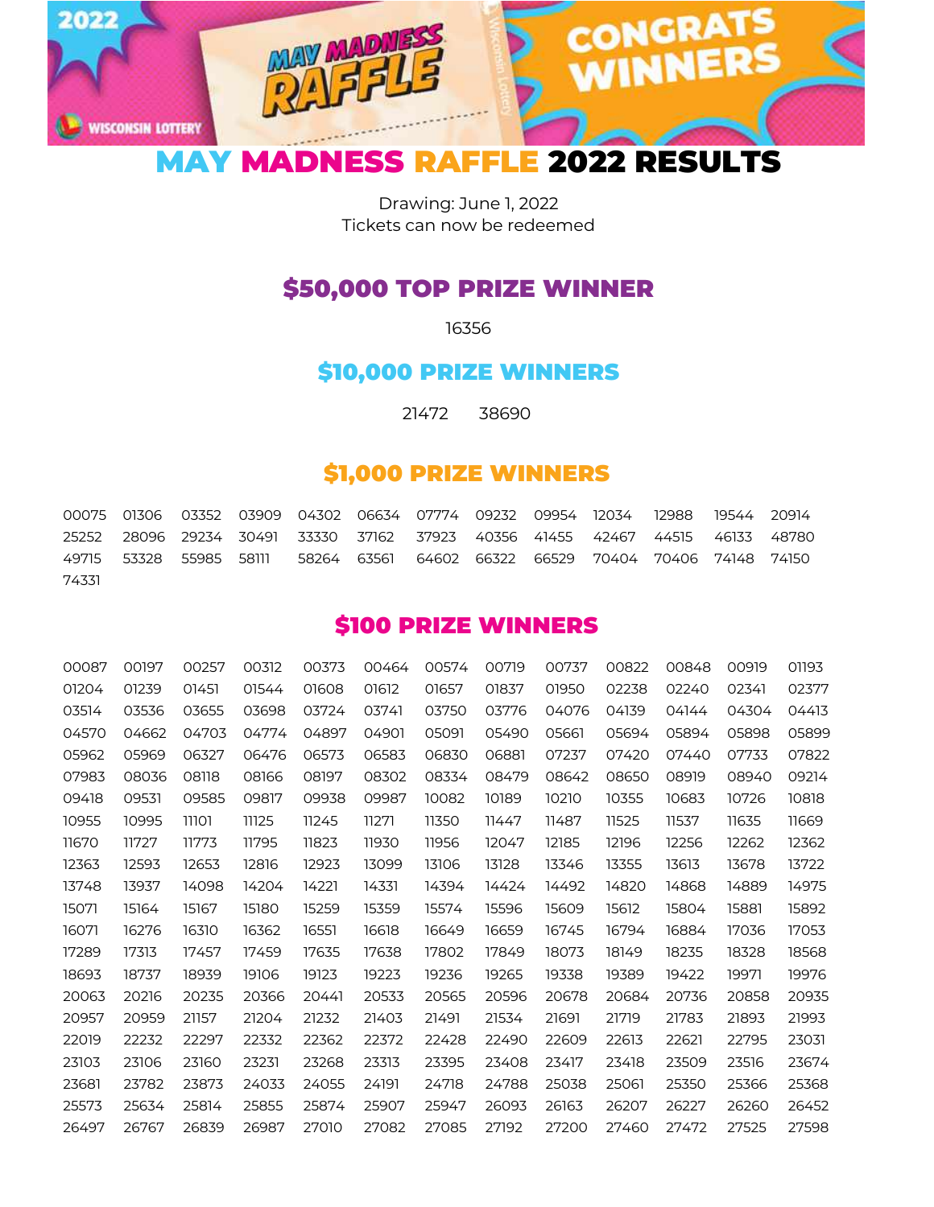# MAY MADNESS RAFFLE 2022 RESULTS

Drawing: June 1, 2022
Tickets can now be redeemed

## $50,000 TOP PRIZE WINNER

16356

## $10,000 PRIZE WINNERS

21472 38690

## $1,000 PRIZE WINNERS

00075 01306 03352 03909 04302 06634 07774 09232 09954 12034 12988 19544 20914
25252 28096 29234 30491 33330 37162 37923 40356 41455 42467 44515 46133 48780
49715 53328 55985 58111 58264 63561 64602 66322 66529 70404 70406 74148 74150
74331

## $100 PRIZE WINNERS

00087 00197 00257 00312 00373 00464 00574 00719 00737 00822 00848 00919 01193
01204 01239 01451 01544 01608 01612 01657 01837 01950 02238 02240 02341 02377
03514 03536 03655 03698 03724 03741 03750 03776 04076 04139 04144 04304 04413
04570 04662 04703 04774 04897 04901 05091 05490 05661 05694 05894 05898 05899
05962 05969 06327 06476 06573 06583 06830 06881 07237 07420 07440 07733 07822
07983 08036 08118 08166 08197 08302 08334 08479 08642 08650 08919 08940 09214
09418 09531 09585 09817 09938 09987 10082 10189 10210 10355 10683 10726 10818
10955 10995 11101 11125 11245 11271 11350 11447 11487 11525 11537 11635 11669
11670 11727 11773 11795 11823 11930 11956 12047 12185 12196 12256 12262 12362
12363 12593 12653 12816 12923 13099 13106 13128 13346 13355 13613 13678 13722
13748 13937 14098 14204 14221 14331 14394 14424 14492 14820 14868 14889 14975
15071 15164 15167 15180 15259 15359 15574 15596 15609 15612 15804 15881 15892
16071 16276 16310 16362 16551 16618 16649 16659 16745 16794 16884 17036 17053
17289 17313 17457 17459 17635 17638 17802 17849 18073 18149 18235 18328 18568
18693 18737 18939 19106 19123 19223 19236 19265 19338 19389 19422 19971 19976
20063 20216 20235 20366 20441 20533 20565 20596 20678 20684 20736 20858 20935
20957 20959 21157 21204 21232 21403 21491 21534 21691 21719 21783 21893 21993
22019 22232 22297 22332 22362 22372 22428 22490 22609 22613 22621 22795 23031
23103 23106 23160 23231 23268 23313 23395 23408 23417 23418 23509 23516 23674
23681 23782 23873 24033 24055 24191 24718 24788 25038 25061 25350 25366 25368
25573 25634 25814 25855 25874 25907 25947 26093 26163 26207 26227 26260 26452
26497 26767 26839 26987 27010 27082 27085 27192 27200 27460 27472 27525 27598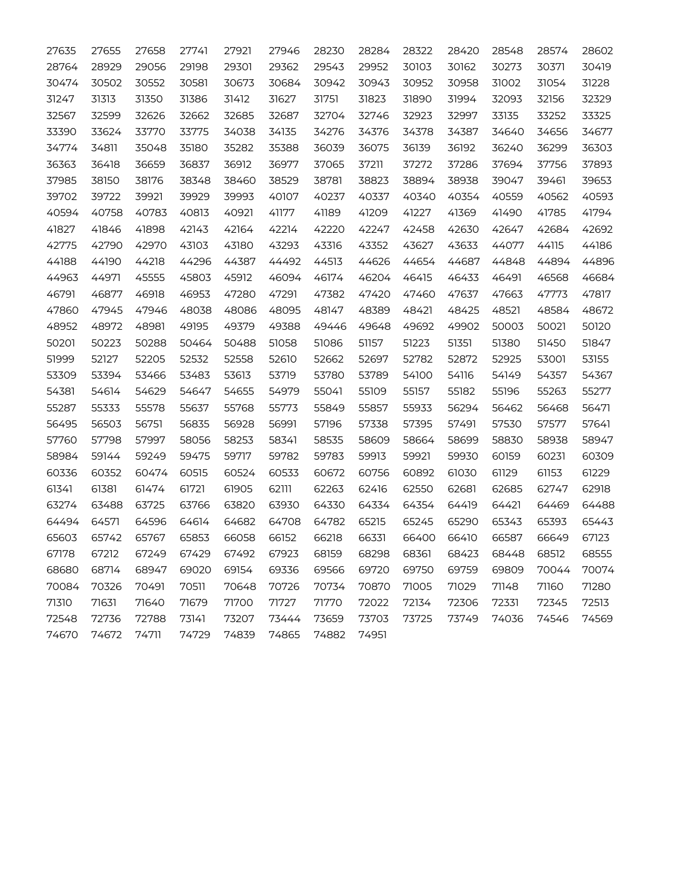| | | | | | | | | | | | | |
|---|---|---|---|---|---|---|---|---|---|---|---|---|
| 27635 | 27655 | 27658 | 27741 | 27921 | 27946 | 28230 | 28284 | 28322 | 28420 | 28548 | 28574 | 28602 |
| 28764 | 28929 | 29056 | 29198 | 29301 | 29362 | 29543 | 29952 | 30103 | 30162 | 30273 | 30371 | 30419 |
| 30474 | 30502 | 30552 | 30581 | 30673 | 30684 | 30942 | 30943 | 30952 | 30958 | 31002 | 31054 | 31228 |
| 31247 | 31313 | 31350 | 31386 | 31412 | 31627 | 31751 | 31823 | 31890 | 31994 | 32093 | 32156 | 32329 |
| 32567 | 32599 | 32626 | 32662 | 32685 | 32687 | 32704 | 32746 | 32923 | 32997 | 33135 | 33252 | 33325 |
| 33390 | 33624 | 33770 | 33775 | 34038 | 34135 | 34276 | 34376 | 34378 | 34387 | 34640 | 34656 | 34677 |
| 34774 | 34811 | 35048 | 35180 | 35282 | 35388 | 36039 | 36075 | 36139 | 36192 | 36240 | 36299 | 36303 |
| 36363 | 36418 | 36659 | 36837 | 36912 | 36977 | 37065 | 37211 | 37272 | 37286 | 37694 | 37756 | 37893 |
| 37985 | 38150 | 38176 | 38348 | 38460 | 38529 | 38781 | 38823 | 38894 | 38938 | 39047 | 39461 | 39653 |
| 39702 | 39722 | 39921 | 39929 | 39993 | 40107 | 40237 | 40337 | 40340 | 40354 | 40559 | 40562 | 40593 |
| 40594 | 40758 | 40783 | 40813 | 40921 | 41177 | 41189 | 41209 | 41227 | 41369 | 41490 | 41785 | 41794 |
| 41827 | 41846 | 41898 | 42143 | 42164 | 42214 | 42220 | 42247 | 42458 | 42630 | 42647 | 42684 | 42692 |
| 42775 | 42790 | 42970 | 43103 | 43180 | 43293 | 43316 | 43352 | 43627 | 43633 | 44077 | 44115 | 44186 |
| 44188 | 44190 | 44218 | 44296 | 44387 | 44492 | 44513 | 44626 | 44654 | 44687 | 44848 | 44894 | 44896 |
| 44963 | 44971 | 45555 | 45803 | 45912 | 46094 | 46174 | 46204 | 46415 | 46433 | 46491 | 46568 | 46684 |
| 46791 | 46877 | 46918 | 46953 | 47280 | 47291 | 47382 | 47420 | 47460 | 47637 | 47663 | 47773 | 47817 |
| 47860 | 47945 | 47946 | 48038 | 48086 | 48095 | 48147 | 48389 | 48421 | 48425 | 48521 | 48584 | 48672 |
| 48952 | 48972 | 48981 | 49195 | 49379 | 49388 | 49446 | 49648 | 49692 | 49902 | 50003 | 50021 | 50120 |
| 50201 | 50223 | 50288 | 50464 | 50488 | 51058 | 51086 | 51157 | 51223 | 51351 | 51380 | 51450 | 51847 |
| 51999 | 52127 | 52205 | 52532 | 52558 | 52610 | 52662 | 52697 | 52782 | 52872 | 52925 | 53001 | 53155 |
| 53309 | 53394 | 53466 | 53483 | 53613 | 53719 | 53780 | 53789 | 54100 | 54116 | 54149 | 54357 | 54367 |
| 54381 | 54614 | 54629 | 54647 | 54655 | 54979 | 55041 | 55109 | 55157 | 55182 | 55196 | 55263 | 55277 |
| 55287 | 55333 | 55578 | 55637 | 55768 | 55773 | 55849 | 55857 | 55933 | 56294 | 56462 | 56468 | 56471 |
| 56495 | 56503 | 56751 | 56835 | 56928 | 56991 | 57196 | 57338 | 57395 | 57491 | 57530 | 57577 | 57641 |
| 57760 | 57798 | 57997 | 58056 | 58253 | 58341 | 58535 | 58609 | 58664 | 58699 | 58830 | 58938 | 58947 |
| 58984 | 59144 | 59249 | 59475 | 59717 | 59782 | 59783 | 59913 | 59921 | 59930 | 60159 | 60231 | 60309 |
| 60336 | 60352 | 60474 | 60515 | 60524 | 60533 | 60672 | 60756 | 60892 | 61030 | 61129 | 61153 | 61229 |
| 61341 | 61381 | 61474 | 61721 | 61905 | 62111 | 62263 | 62416 | 62550 | 62681 | 62685 | 62747 | 62918 |
| 63274 | 63488 | 63725 | 63766 | 63820 | 63930 | 64330 | 64334 | 64354 | 64419 | 64421 | 64469 | 64488 |
| 64494 | 64571 | 64596 | 64614 | 64682 | 64708 | 64782 | 65215 | 65245 | 65290 | 65343 | 65393 | 65443 |
| 65603 | 65742 | 65767 | 65853 | 66058 | 66152 | 66218 | 66331 | 66400 | 66410 | 66587 | 66649 | 67123 |
| 67178 | 67212 | 67249 | 67429 | 67492 | 67923 | 68159 | 68298 | 68361 | 68423 | 68448 | 68512 | 68555 |
| 68680 | 68714 | 68947 | 69020 | 69154 | 69336 | 69566 | 69720 | 69750 | 69759 | 69809 | 70044 | 70074 |
| 70084 | 70326 | 70491 | 70511 | 70648 | 70726 | 70734 | 70870 | 71005 | 71029 | 71148 | 71160 | 71280 |
| 71310 | 71631 | 71640 | 71679 | 71700 | 71727 | 71770 | 72022 | 72134 | 72306 | 72331 | 72345 | 72513 |
| 72548 | 72736 | 72788 | 73141 | 73207 | 73444 | 73659 | 73703 | 73725 | 73749 | 74036 | 74546 | 74569 |
| 74670 | 74672 | 74711 | 74729 | 74839 | 74865 | 74882 | 74951 | | | | | |